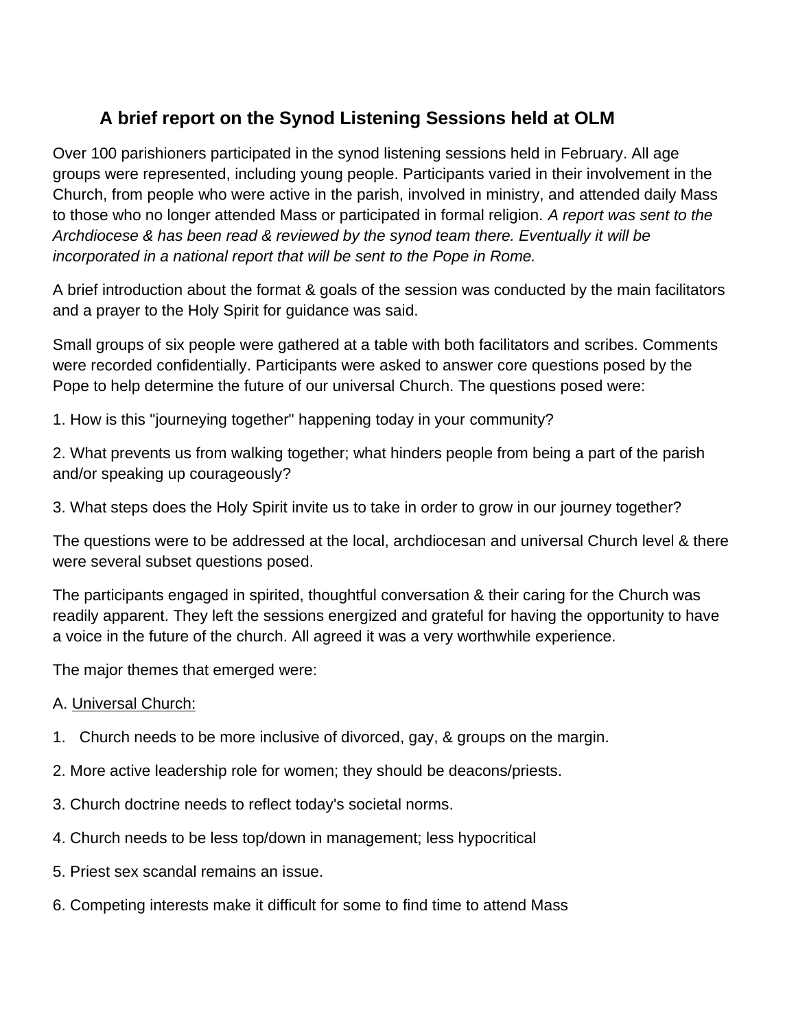## A brief report on the Synod Listening Sessions held at OLM

Over 100 parishioners participated in the synod listening sessions held in February. All age groups were represented, including young people. Participants varied in their involvement in the Church, from people who were active in the parish, involved in ministry, and attended daily Mass to those who no longer attended Mass or participated in formal religion*. A report was sent to the Archdiocese & has been read & reviewed by the synod team there. Eventually it will be incorporated in a national report that will be sent to the Pope in Rome.*

A brief introduction about the format & goals of the session was conducted by the main facilitators and a prayer to the Holy Spirit for guidance was said.

Small groups of six people were gathered at a table with both facilitators and scribes. Comments were recorded confidentially. Participants were asked to answer core questions posed by the Pope to help determine the future of our universal Church. The questions posed were:

1. How is this "journeying together" happening today in your community?

2. What prevents us from walking together; what hinders people from being a part of the parish and/or speaking up courageously?

3. What steps does the Holy Spirit invite us to take in order to grow in our journey together?

The questions were to be addressed at the local, archdiocesan and universal Church level & there were several subset questions posed.

The participants engaged in spirited, thoughtful conversation & their caring for the Church was readily apparent. They left the sessions energized and grateful for having the opportunity to have a voice in the future of the church. All agreed it was a very worthwhile experience.

The major themes that emerged were:

A. <u>Universal Church:</u>

1. Church needs to be more inclusive of divorced, gay, & groups on the margin.
2. More active leadership role for women; they should be deacons/priests.
3. Church doctrine needs to reflect today's societal norms.
4. Church needs to be less top/down in management; less hypocritical
5. Priest sex scandal remains an issue.
6. Competing interests make it difficult for some to find time to attend Mass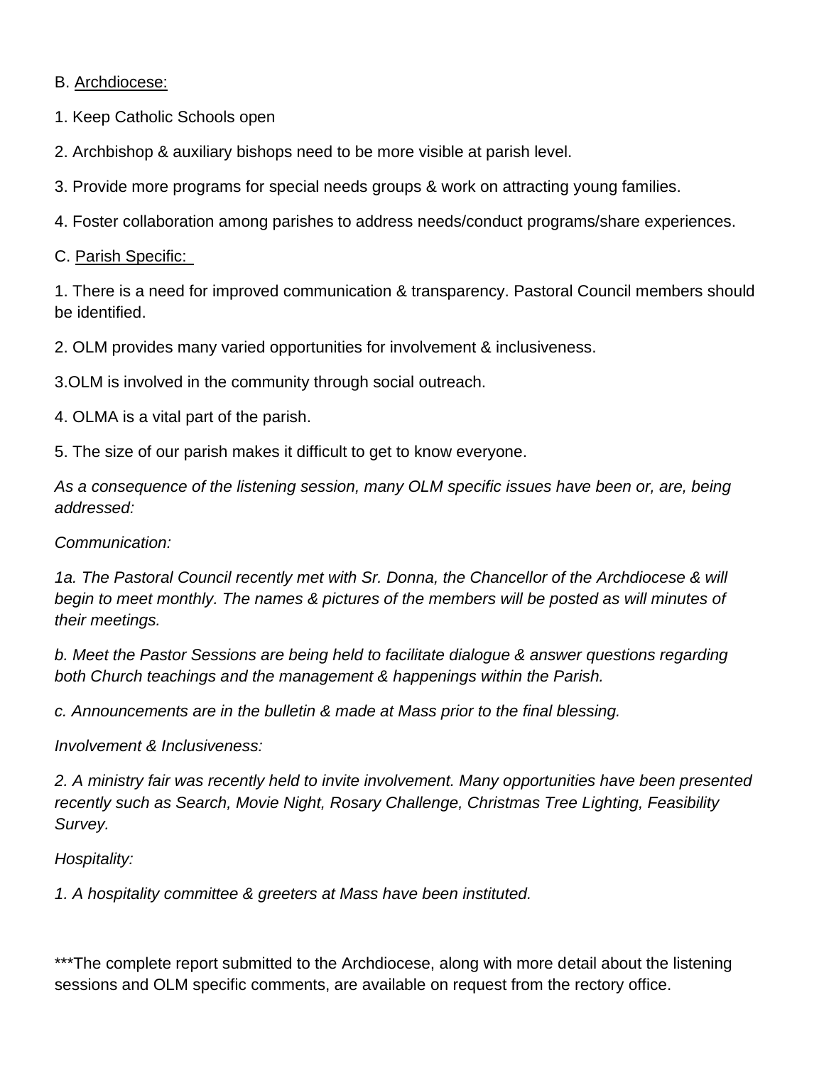B. Archdiocese:

1. Keep Catholic Schools open

2. Archbishop & auxiliary bishops need to be more visible at parish level.

3. Provide more programs for special needs groups & work on attracting young families.

4. Foster collaboration among parishes to address needs/conduct programs/share experiences.

C. Parish Specific:

1. There is a need for improved communication & transparency. Pastoral Council members should be identified.

2. OLM provides many varied opportunities for involvement & inclusiveness.

3.OLM is involved in the community through social outreach.

4. OLMA is a vital part of the parish.

5. The size of our parish makes it difficult to get to know everyone.

*As a consequence of the listening session, many OLM specific issues have been or, are, being addressed:*

*Communication:*

*1a. The Pastoral Council recently met with Sr. Donna, the Chancellor of the Archdiocese & will begin to meet monthly. The names & pictures of the members will be posted as will minutes of their meetings.*

*b. Meet the Pastor Sessions are being held to facilitate dialogue & answer questions regarding both Church teachings and the management & happenings within the Parish.*

*c. Announcements are in the bulletin & made at Mass prior to the final blessing.*

*Involvement & Inclusiveness:*

*2. A ministry fair was recently held to invite involvement. Many opportunities have been presented recently such as Search, Movie Night, Rosary Challenge, Christmas Tree Lighting, Feasibility Survey.*

*Hospitality:*

*1. A hospitality committee & greeters at Mass have been instituted.*

***The complete report submitted to the Archdiocese, along with more detail about the listening sessions and OLM specific comments, are available on request from the rectory office.